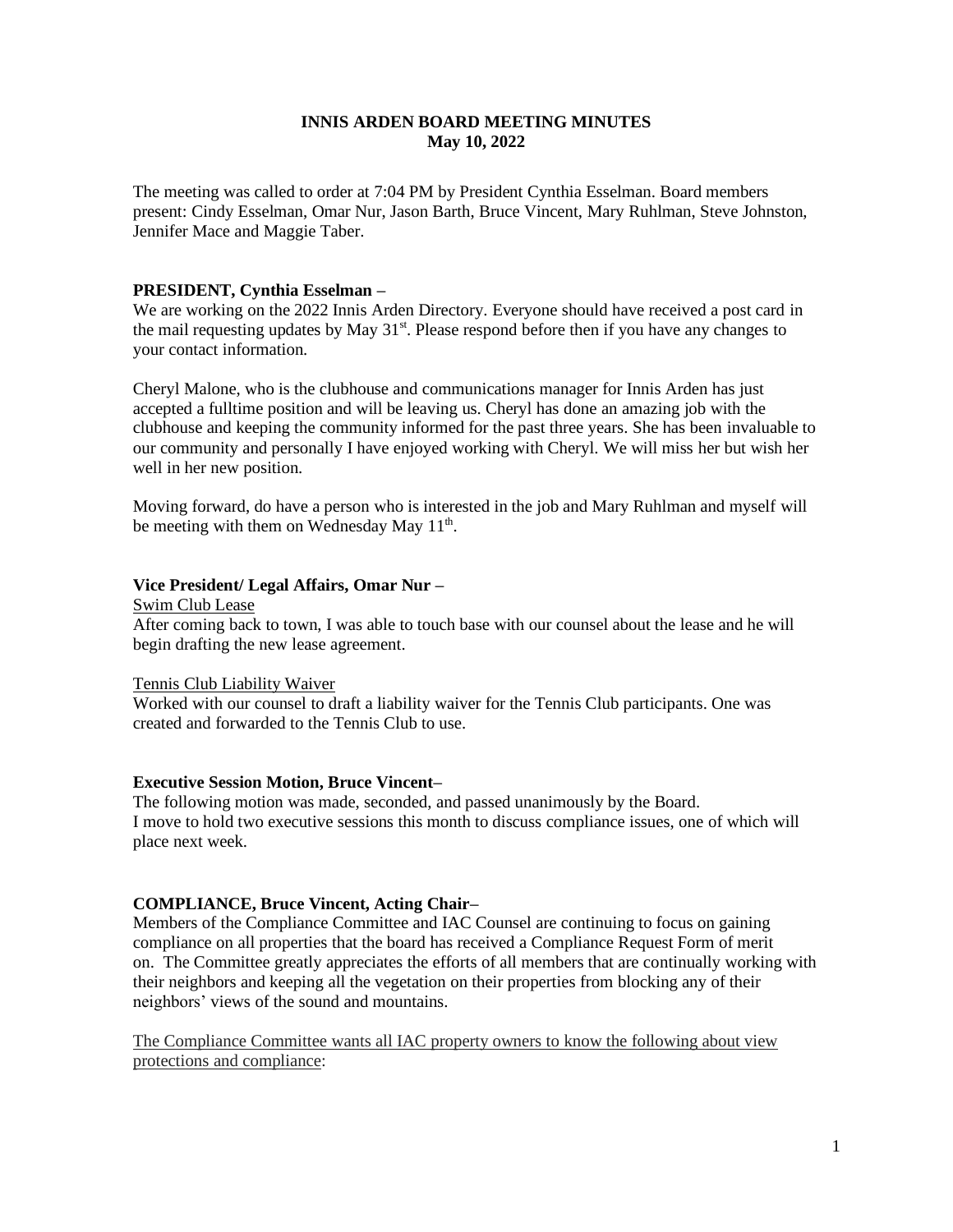# INNIS ARDEN BOARD MEETING MINUTES
## May 10, 2022

The meeting was called to order at 7:04 PM by President Cynthia Esselman. Board members present: Cindy Esselman, Omar Nur, Jason Barth, Bruce Vincent, Mary Ruhlman, Steve Johnston, Jennifer Mace and Maggie Taber.

### PRESIDENT, Cynthia Esselman –

We are working on the 2022 Innis Arden Directory. Everyone should have received a post card in the mail requesting updates by May 31st. Please respond before then if you have any changes to your contact information.

Cheryl Malone, who is the clubhouse and communications manager for Innis Arden has just accepted a fulltime position and will be leaving us. Cheryl has done an amazing job with the clubhouse and keeping the community informed for the past three years. She has been invaluable to our community and personally I have enjoyed working with Cheryl. We will miss her but wish her well in her new position.

Moving forward, do have a person who is interested in the job and Mary Ruhlman and myself will be meeting with them on Wednesday May 11th.

### Vice President/ Legal Affairs, Omar Nur –

<u>Swim Club Lease</u>

After coming back to town, I was able to touch base with our counsel about the lease and he will begin drafting the new lease agreement.

<u>Tennis Club Liability Waiver</u>

Worked with our counsel to draft a liability waiver for the Tennis Club participants. One was created and forwarded to the Tennis Club to use.

### Executive Session Motion, Bruce Vincent–

The following motion was made, seconded, and passed unanimously by the Board.
I move to hold two executive sessions this month to discuss compliance issues, one of which will place next week.

### COMPLIANCE, Bruce Vincent, Acting Chair–

Members of the Compliance Committee and IAC Counsel are continuing to focus on gaining compliance on all properties that the board has received a Compliance Request Form of merit on. The Committee greatly appreciates the efforts of all members that are continually working with their neighbors and keeping all the vegetation on their properties from blocking any of their neighbors' views of the sound and mountains.

<u>The Compliance Committee wants all IAC property owners to know the following about view protections and compliance</u>: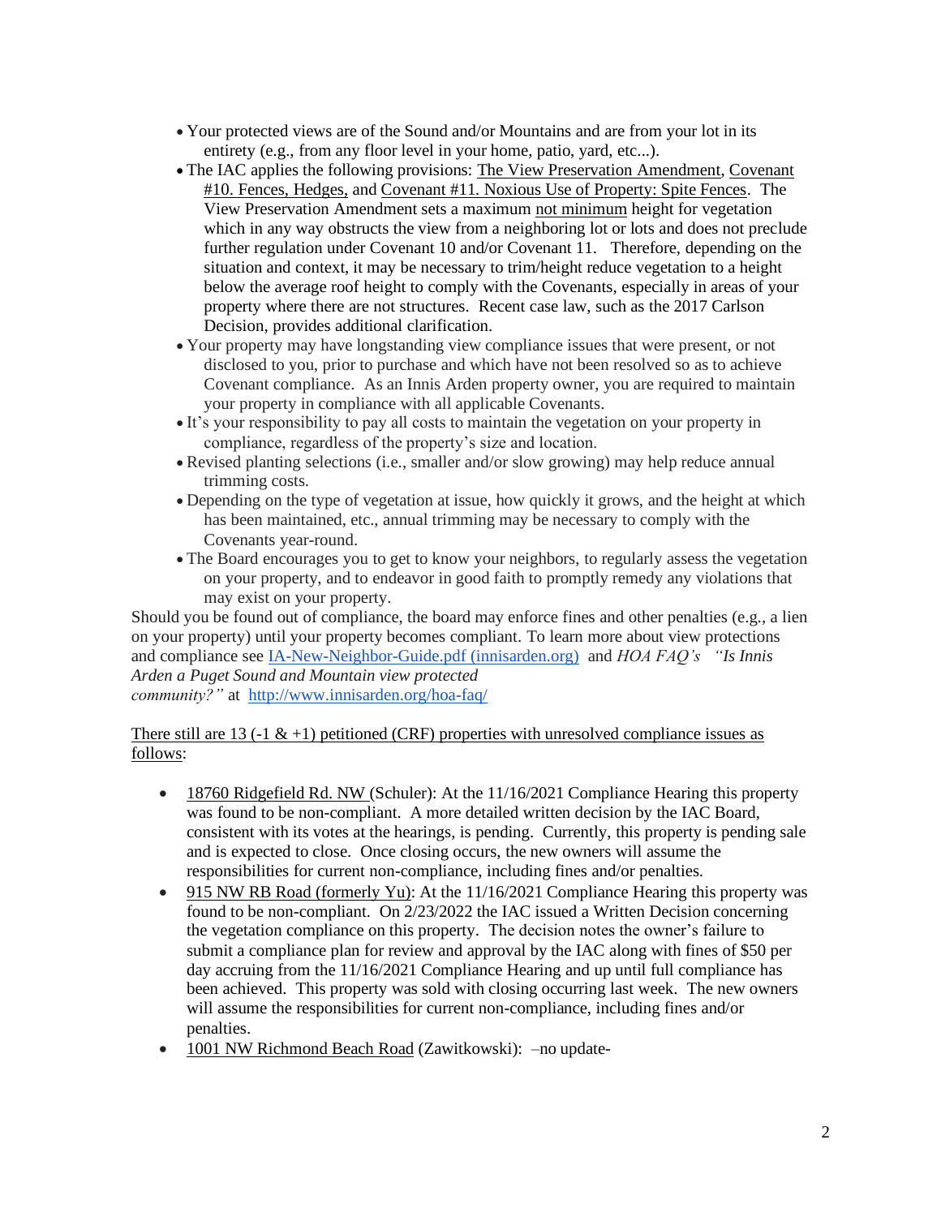- Your protected views are of the Sound and/or Mountains and are from your lot in its entirety (e.g., from any floor level in your home, patio, yard, etc...).
- The IAC applies the following provisions: The View Preservation Amendment, Covenant #10. Fences, Hedges, and Covenant #11. Noxious Use of Property: Spite Fences. The View Preservation Amendment sets a maximum not minimum height for vegetation which in any way obstructs the view from a neighboring lot or lots and does not preclude further regulation under Covenant 10 and/or Covenant 11. Therefore, depending on the situation and context, it may be necessary to trim/height reduce vegetation to a height below the average roof height to comply with the Covenants, especially in areas of your property where there are not structures. Recent case law, such as the 2017 Carlson Decision, provides additional clarification.
- Your property may have longstanding view compliance issues that were present, or not disclosed to you, prior to purchase and which have not been resolved so as to achieve Covenant compliance. As an Innis Arden property owner, you are required to maintain your property in compliance with all applicable Covenants.
- It's your responsibility to pay all costs to maintain the vegetation on your property in compliance, regardless of the property's size and location.
- Revised planting selections (i.e., smaller and/or slow growing) may help reduce annual trimming costs.
- Depending on the type of vegetation at issue, how quickly it grows, and the height at which has been maintained, etc., annual trimming may be necessary to comply with the Covenants year-round.
- The Board encourages you to get to know your neighbors, to regularly assess the vegetation on your property, and to endeavor in good faith to promptly remedy any violations that may exist on your property.

Should you be found out of compliance, the board may enforce fines and other penalties (e.g., a lien on your property) until your property becomes compliant. To learn more about view protections and compliance see [IA-New-Neighbor-Guide.pdf (innisarden.org)] and *HOA FAQ's "Is Innis Arden a Puget Sound and Mountain view protected community?"* at http://www.innisarden.org/hoa-faq/

There still are 13 (-1 & +1) petitioned (CRF) properties with unresolved compliance issues as follows:

- 18760 Ridgefield Rd. NW (Schuler): At the 11/16/2021 Compliance Hearing this property was found to be non-compliant. A more detailed written decision by the IAC Board, consistent with its votes at the hearings, is pending. Currently, this property is pending sale and is expected to close. Once closing occurs, the new owners will assume the responsibilities for current non-compliance, including fines and/or penalties.
- 915 NW RB Road (formerly Yu): At the 11/16/2021 Compliance Hearing this property was found to be non-compliant. On 2/23/2022 the IAC issued a Written Decision concerning the vegetation compliance on this property. The decision notes the owner's failure to submit a compliance plan for review and approval by the IAC along with fines of $50 per day accruing from the 11/16/2021 Compliance Hearing and up until full compliance has been achieved. This property was sold with closing occurring last week. The new owners will assume the responsibilities for current non-compliance, including fines and/or penalties.
- 1001 NW Richmond Beach Road (Zawitkowski): –no update-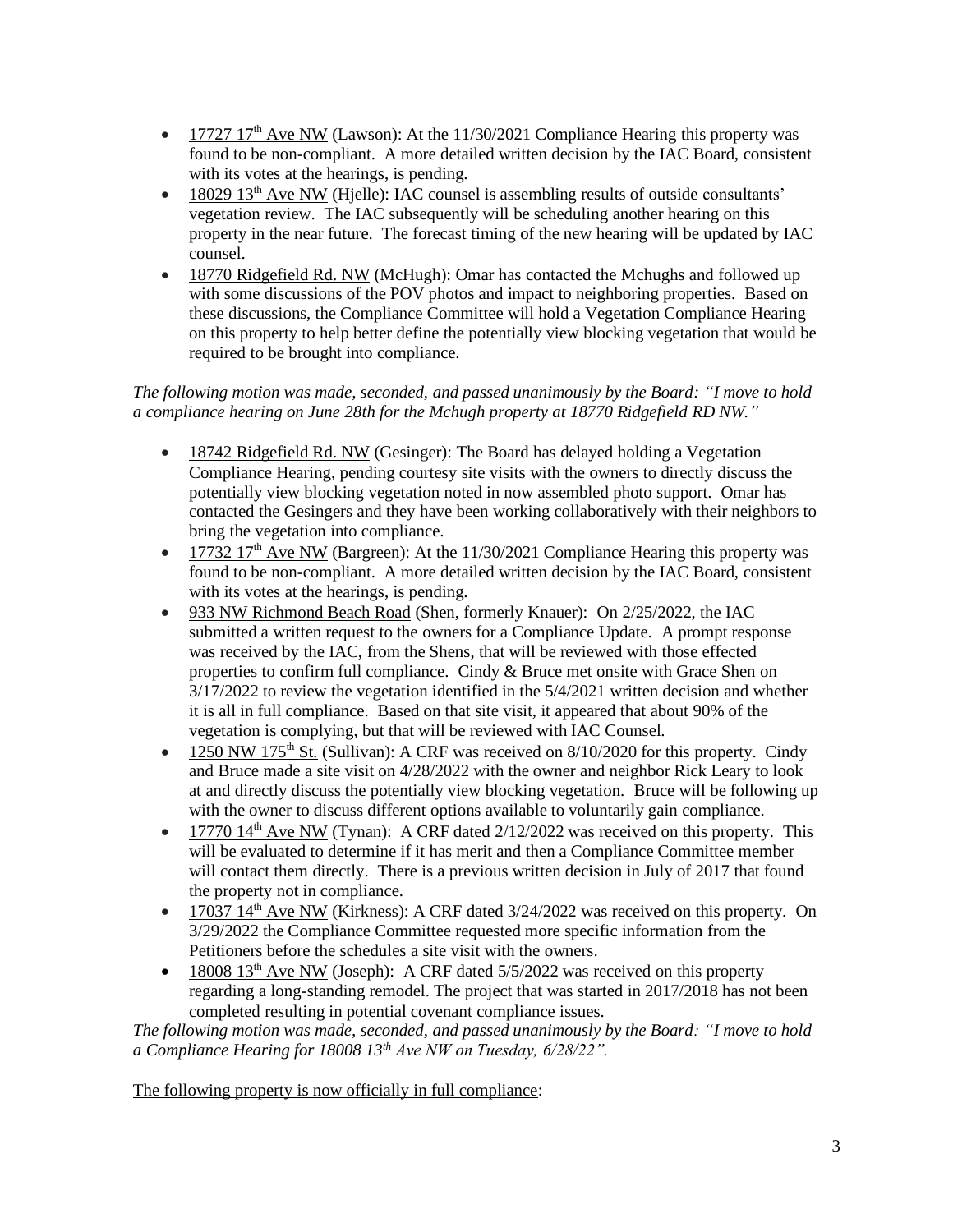- 17727 17th Ave NW (Lawson): At the 11/30/2021 Compliance Hearing this property was found to be non-compliant. A more detailed written decision by the IAC Board, consistent with its votes at the hearings, is pending.
- 18029 13th Ave NW (Hjelle): IAC counsel is assembling results of outside consultants' vegetation review. The IAC subsequently will be scheduling another hearing on this property in the near future. The forecast timing of the new hearing will be updated by IAC counsel.
- 18770 Ridgefield Rd. NW (McHugh): Omar has contacted the Mchughs and followed up with some discussions of the POV photos and impact to neighboring properties. Based on these discussions, the Compliance Committee will hold a Vegetation Compliance Hearing on this property to help better define the potentially view blocking vegetation that would be required to be brought into compliance.

*The following motion was made, seconded, and passed unanimously by the Board: "I move to hold a compliance hearing on June 28th for the Mchugh property at 18770 Ridgefield RD NW."*

- 18742 Ridgefield Rd. NW (Gesinger): The Board has delayed holding a Vegetation Compliance Hearing, pending courtesy site visits with the owners to directly discuss the potentially view blocking vegetation noted in now assembled photo support. Omar has contacted the Gesingers and they have been working collaboratively with their neighbors to bring the vegetation into compliance.
- 17732 17th Ave NW (Bargreen): At the 11/30/2021 Compliance Hearing this property was found to be non-compliant. A more detailed written decision by the IAC Board, consistent with its votes at the hearings, is pending.
- 933 NW Richmond Beach Road (Shen, formerly Knauer): On 2/25/2022, the IAC submitted a written request to the owners for a Compliance Update. A prompt response was received by the IAC, from the Shens, that will be reviewed with those effected properties to confirm full compliance. Cindy & Bruce met onsite with Grace Shen on 3/17/2022 to review the vegetation identified in the 5/4/2021 written decision and whether it is all in full compliance. Based on that site visit, it appeared that about 90% of the vegetation is complying, but that will be reviewed with IAC Counsel.
- 1250 NW 175th St. (Sullivan): A CRF was received on 8/10/2020 for this property. Cindy and Bruce made a site visit on 4/28/2022 with the owner and neighbor Rick Leary to look at and directly discuss the potentially view blocking vegetation. Bruce will be following up with the owner to discuss different options available to voluntarily gain compliance.
- 17770 14th Ave NW (Tynan): A CRF dated 2/12/2022 was received on this property. This will be evaluated to determine if it has merit and then a Compliance Committee member will contact them directly. There is a previous written decision in July of 2017 that found the property not in compliance.
- 17037 14th Ave NW (Kirkness): A CRF dated 3/24/2022 was received on this property. On 3/29/2022 the Compliance Committee requested more specific information from the Petitioners before the schedules a site visit with the owners.
- 18008 13th Ave NW (Joseph): A CRF dated 5/5/2022 was received on this property regarding a long-standing remodel. The project that was started in 2017/2018 has not been completed resulting in potential covenant compliance issues.

*The following motion was made, seconded, and passed unanimously by the Board: "I move to hold a Compliance Hearing for 18008 13th Ave NW on Tuesday, 6/28/22".*

The following property is now officially in full compliance: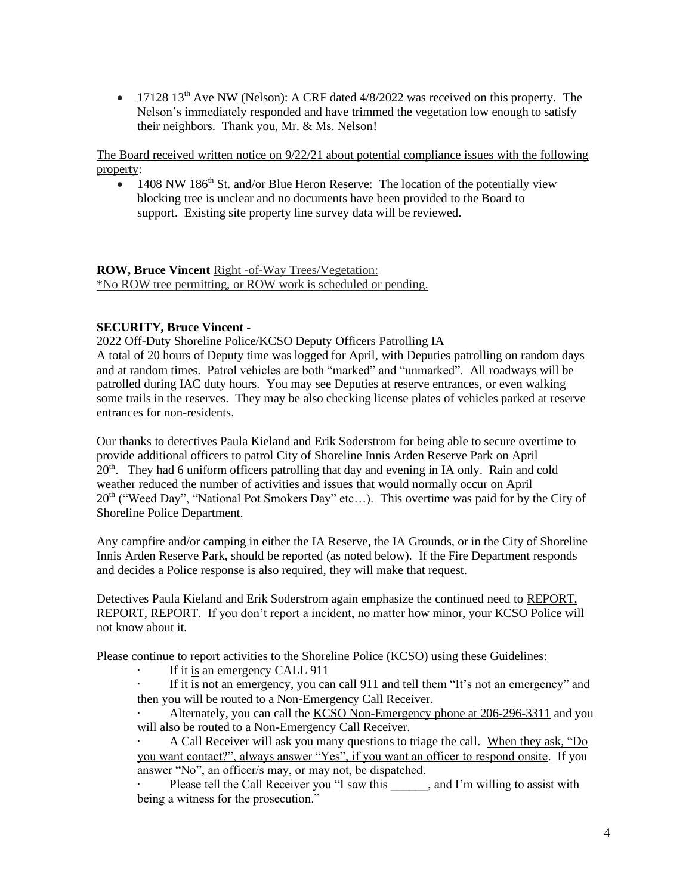- 17128 13th Ave NW (Nelson): A CRF dated 4/8/2022 was received on this property. The Nelson's immediately responded and have trimmed the vegetation low enough to satisfy their neighbors. Thank you, Mr. & Ms. Nelson!

The Board received written notice on 9/22/21 about potential compliance issues with the following property:

- 1408 NW 186th St. and/or Blue Heron Reserve: The location of the potentially view blocking tree is unclear and no documents have been provided to the Board to support. Existing site property line survey data will be reviewed.

**ROW, Bruce Vincent** Right -of-Way Trees/Vegetation:
*No ROW tree permitting, or ROW work is scheduled or pending.

**SECURITY, Bruce Vincent -**

2022 Off-Duty Shoreline Police/KCSO Deputy Officers Patrolling IA

A total of 20 hours of Deputy time was logged for April, with Deputies patrolling on random days and at random times. Patrol vehicles are both "marked" and "unmarked". All roadways will be patrolled during IAC duty hours. You may see Deputies at reserve entrances, or even walking some trails in the reserves. They may be also checking license plates of vehicles parked at reserve entrances for non-residents.

Our thanks to detectives Paula Kieland and Erik Soderstrom for being able to secure overtime to provide additional officers to patrol City of Shoreline Innis Arden Reserve Park on April 20th. They had 6 uniform officers patrolling that day and evening in IA only. Rain and cold weather reduced the number of activities and issues that would normally occur on April 20th ("Weed Day", "National Pot Smokers Day" etc…). This overtime was paid for by the City of Shoreline Police Department.

Any campfire and/or camping in either the IA Reserve, the IA Grounds, or in the City of Shoreline Innis Arden Reserve Park, should be reported (as noted below). If the Fire Department responds and decides a Police response is also required, they will make that request.

Detectives Paula Kieland and Erik Soderstrom again emphasize the continued need to REPORT, REPORT, REPORT. If you don't report a incident, no matter how minor, your KCSO Police will not know about it.

Please continue to report activities to the Shoreline Police (KCSO) using these Guidelines:

- If it is an emergency CALL 911
- If it is not an emergency, you can call 911 and tell them "It's not an emergency" and then you will be routed to a Non-Emergency Call Receiver.
- Alternately, you can call the KCSO Non-Emergency phone at 206-296-3311 and you will also be routed to a Non-Emergency Call Receiver.
- A Call Receiver will ask you many questions to triage the call. When they ask, "Do you want contact?", always answer "Yes", if you want an officer to respond onsite. If you answer "No", an officer/s may, or may not, be dispatched.
- Please tell the Call Receiver you "I saw this ______, and I'm willing to assist with being a witness for the prosecution."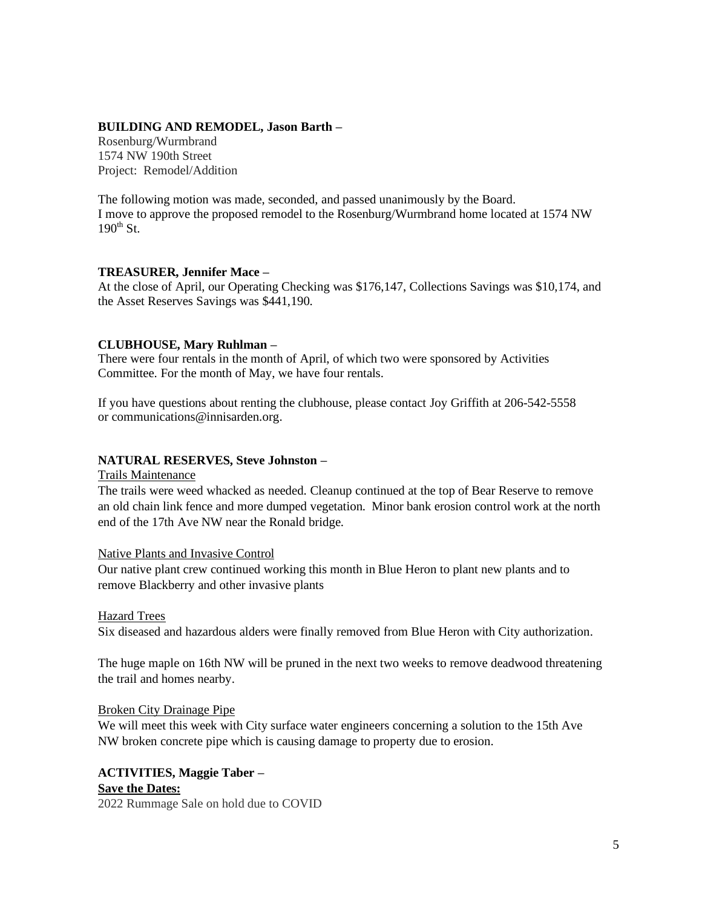**BUILDING AND REMODEL, Jason Barth –**
Rosenburg/Wurmbrand
1574 NW 190th Street
Project: Remodel/Addition

The following motion was made, seconded, and passed unanimously by the Board.
I move to approve the proposed remodel to the Rosenburg/Wurmbrand home located at 1574 NW 190th St.

**TREASURER, Jennifer Mace –**
At the close of April, our Operating Checking was $176,147, Collections Savings was $10,174, and the Asset Reserves Savings was $441,190.

**CLUBHOUSE, Mary Ruhlman –**
There were four rentals in the month of April, of which two were sponsored by Activities Committee. For the month of May, we have four rentals.

If you have questions about renting the clubhouse, please contact Joy Griffith at 206-542-5558 or communications@innisarden.org.

**NATURAL RESERVES, Steve Johnston –**

Trails Maintenance

The trails were weed whacked as needed. Cleanup continued at the top of Bear Reserve to remove an old chain link fence and more dumped vegetation. Minor bank erosion control work at the north end of the 17th Ave NW near the Ronald bridge.

Native Plants and Invasive Control

Our native plant crew continued working this month in Blue Heron to plant new plants and to remove Blackberry and other invasive plants

Hazard Trees

Six diseased and hazardous alders were finally removed from Blue Heron with City authorization.

The huge maple on 16th NW will be pruned in the next two weeks to remove deadwood threatening the trail and homes nearby.

Broken City Drainage Pipe

We will meet this week with City surface water engineers concerning a solution to the 15th Ave NW broken concrete pipe which is causing damage to property due to erosion.

**ACTIVITIES, Maggie Taber –**

**Save the Dates:**

2022 Rummage Sale on hold due to COVID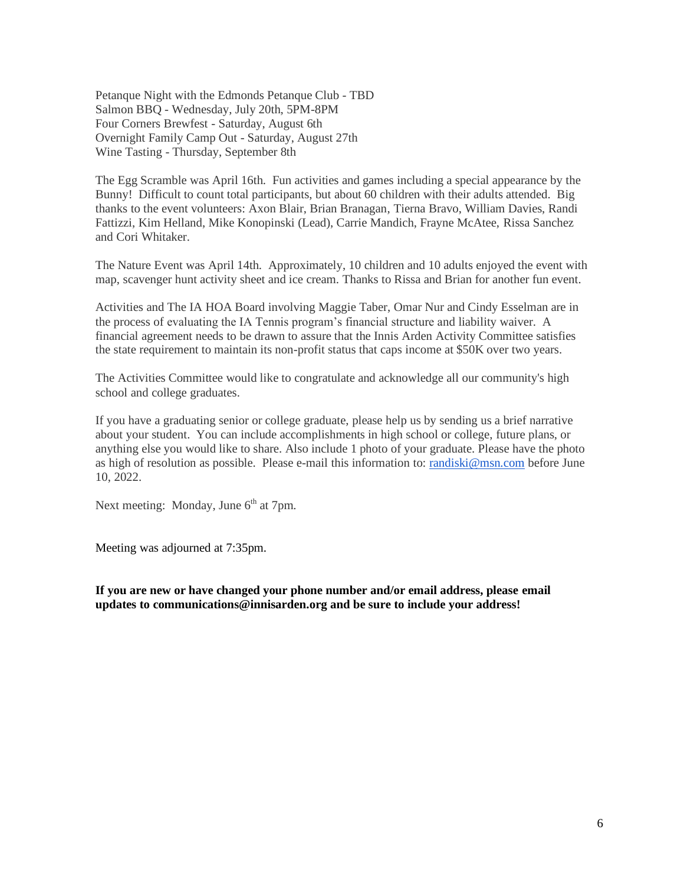Petanque Night with the Edmonds Petanque Club - TBD
Salmon BBQ - Wednesday, July 20th, 5PM-8PM
Four Corners Brewfest - Saturday, August 6th
Overnight Family Camp Out - Saturday, August 27th
Wine Tasting - Thursday, September 8th

The Egg Scramble was April 16th. Fun activities and games including a special appearance by the Bunny! Difficult to count total participants, but about 60 children with their adults attended. Big thanks to the event volunteers: Axon Blair, Brian Branagan, Tierna Bravo, William Davies, Randi Fattizzi, Kim Helland, Mike Konopinski (Lead), Carrie Mandich, Frayne McAtee, Rissa Sanchez and Cori Whitaker.

The Nature Event was April 14th. Approximately, 10 children and 10 adults enjoyed the event with map, scavenger hunt activity sheet and ice cream. Thanks to Rissa and Brian for another fun event.

Activities and The IA HOA Board involving Maggie Taber, Omar Nur and Cindy Esselman are in the process of evaluating the IA Tennis program's financial structure and liability waiver. A financial agreement needs to be drawn to assure that the Innis Arden Activity Committee satisfies the state requirement to maintain its non-profit status that caps income at $50K over two years.

The Activities Committee would like to congratulate and acknowledge all our community's high school and college graduates.

If you have a graduating senior or college graduate, please help us by sending us a brief narrative about your student. You can include accomplishments in high school or college, future plans, or anything else you would like to share. Also include 1 photo of your graduate. Please have the photo as high of resolution as possible. Please e-mail this information to: randiski@msn.com before June 10, 2022.

Next meeting: Monday, June 6th at 7pm.

Meeting was adjourned at 7:35pm.

**If you are new or have changed your phone number and/or email address, please email updates to communications@innisarden.org and be sure to include your address!**